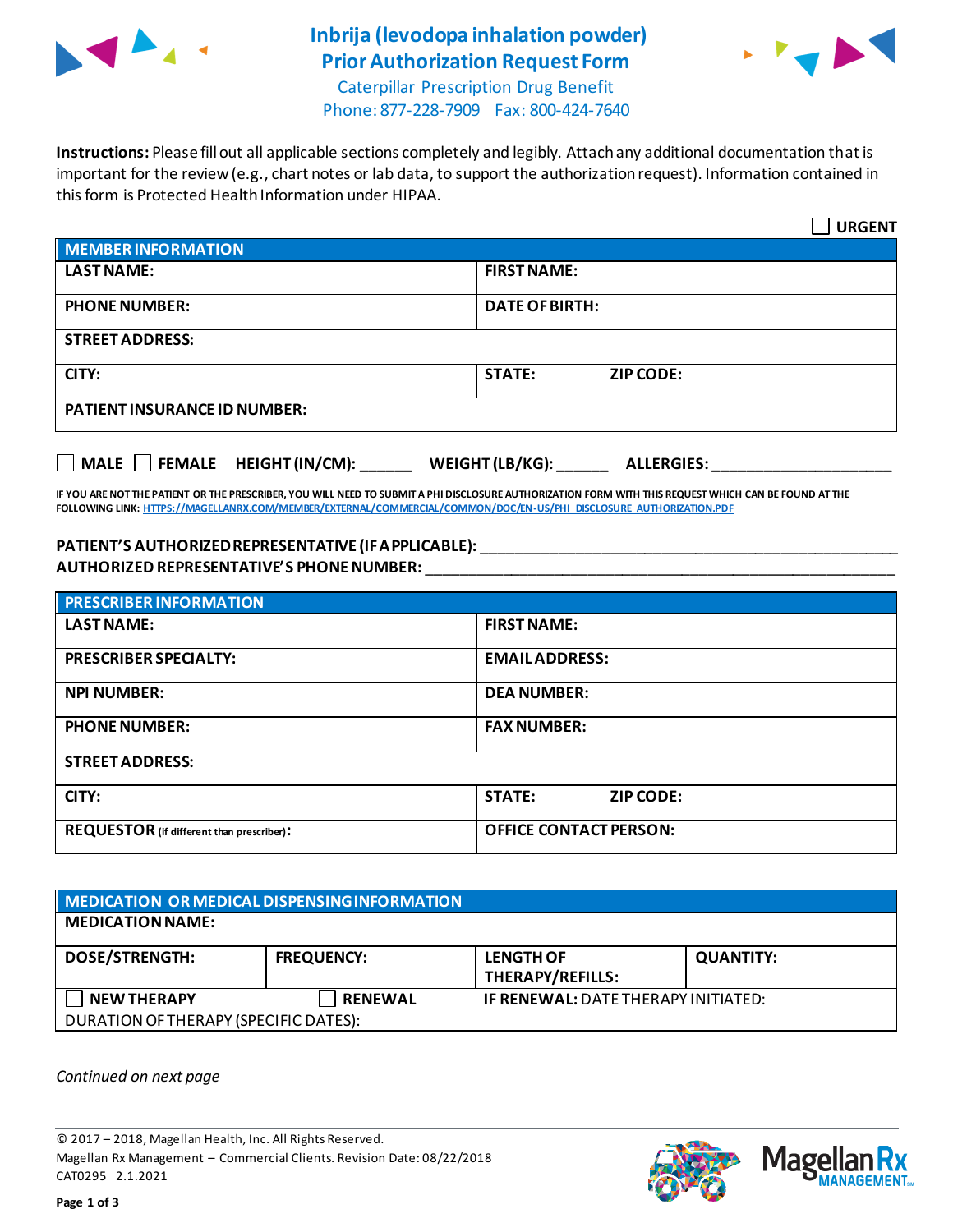# Inbrija (levodopa inhalation powder) Prior Authorization Request Form

Caterpillar Prescription Drug Benefit
Phone: 877-228-7909 Fax: 800-424-7640

**Instructions:** Please fill out all applicable sections completely and legibly. Attach any additional documentation that is important for the review (e.g., chart notes or lab data, to support the authorization request). Information contained in this form is Protected Health Information under HIPAA.

☐ **URGENT**

| MEMBER INFORMATION | |
|---|---|
| **LAST NAME:** | **FIRST NAME:** |
| **PHONE NUMBER:** | **DATE OF BIRTH:** |
| **STREET ADDRESS:** | |
| **CITY:** | **STATE:** **ZIP CODE:** |
| **PATIENT INSURANCE ID NUMBER:** | |

☐ **MALE** ☐ **FEMALE** **HEIGHT (IN/CM):** ______ **WEIGHT (LB/KG):** ______ **ALLERGIES:** ____________________

**IF YOU ARE NOT THE PATIENT OR THE PRESCRIBER, YOU WILL NEED TO SUBMIT A PHI DISCLOSURE AUTHORIZATION FORM WITH THIS REQUEST WHICH CAN BE FOUND AT THE FOLLOWING LINK:** HTTPS://MAGELLANRX.COM/MEMBER/EXTERNAL/COMMERCIAL/COMMON/DOC/EN-US/PHI_DISCLOSURE_AUTHORIZATION.PDF

**PATIENT'S AUTHORIZED REPRESENTATIVE (IF APPLICABLE):** ____________________________________________
**AUTHORIZED REPRESENTATIVE'S PHONE NUMBER:** ____________________________________________

| PRESCRIBER INFORMATION | |
|---|---|
| **LAST NAME:** | **FIRST NAME:** |
| **PRESCRIBER SPECIALTY:** | **EMAIL ADDRESS:** |
| **NPI NUMBER:** | **DEA NUMBER:** |
| **PHONE NUMBER:** | **FAX NUMBER:** |
| **STREET ADDRESS:** | |
| **CITY:** | **STATE:** **ZIP CODE:** |
| **REQUESTOR** (if different than prescriber)**:** | **OFFICE CONTACT PERSON:** |

| MEDICATION OR MEDICAL DISPENSING INFORMATION | | | |
|---|---|---|---|
| **MEDICATION NAME:** | | | |
| **DOSE/STRENGTH:** | **FREQUENCY:** | **LENGTH OF THERAPY/REFILLS:** | **QUANTITY:** |
| ☐ **NEW THERAPY** | ☐ **RENEWAL** | **IF RENEWAL:** DATE THERAPY INITIATED: | |
| DURATION OF THERAPY (SPECIFIC DATES): | | | |

*Continued on next page*

© 2017 – 2018, Magellan Health, Inc. All Rights Reserved.
Magellan Rx Management – Commercial Clients. Revision Date: 08/22/2018
CAT0295 2.1.2021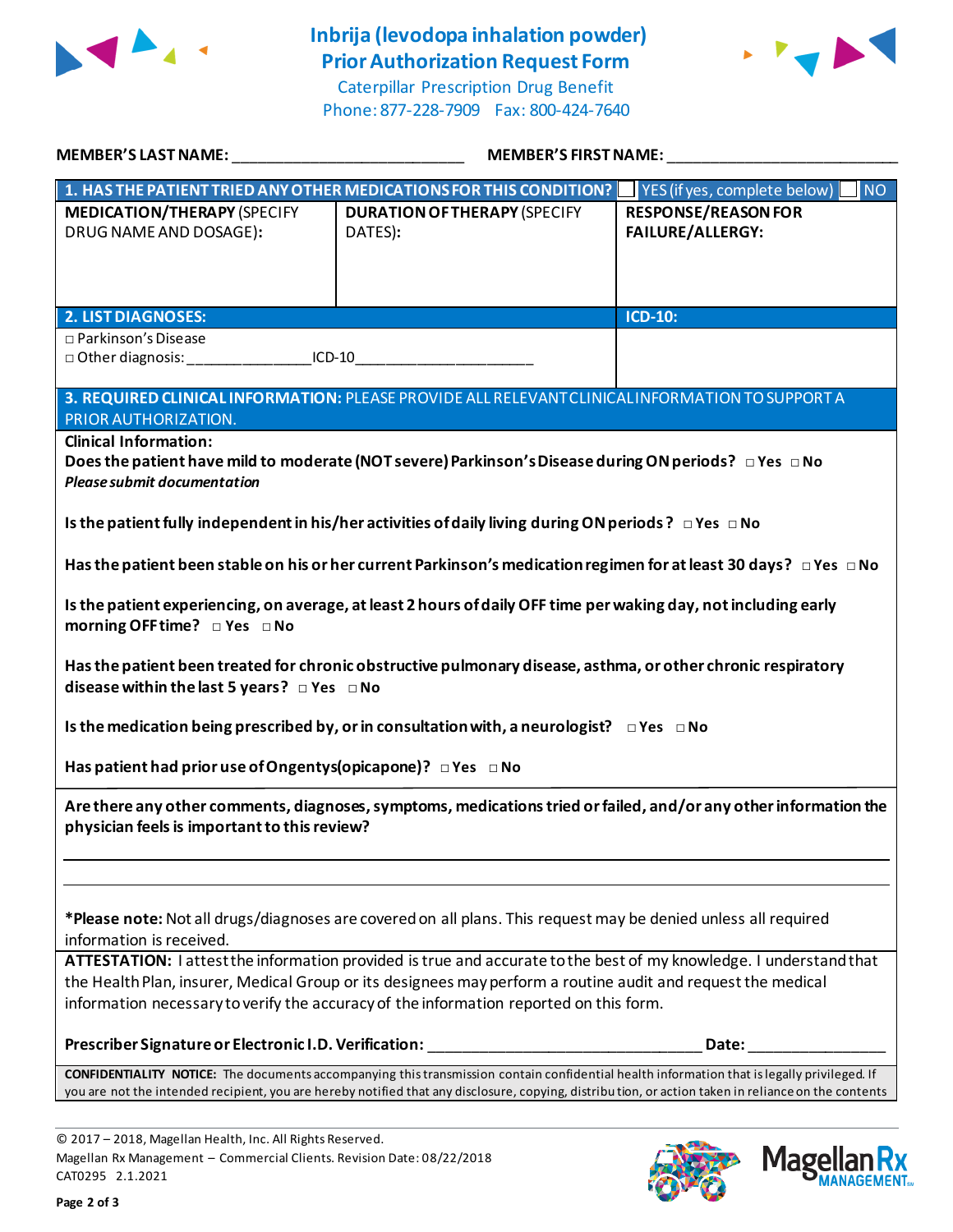# Inbrija (levodopa inhalation powder) Prior Authorization Request Form

Caterpillar Prescription Drug Benefit
Phone: 877-228-7909 Fax: 800-424-7640

**MEMBER'S LAST NAME:** ___________________________ **MEMBER'S FIRST NAME:** ___________________________

| **1. HAS THE PATIENT TRIED ANY OTHER MEDICATIONS FOR THIS CONDITION?** | | ☐ YES (if yes, complete below) ☐ NO |
|---|---|---|
| **MEDICATION/THERAPY** (SPECIFY DRUG NAME AND DOSAGE): | **DURATION OF THERAPY** (SPECIFY DATES): | **RESPONSE/REASON FOR FAILURE/ALLERGY:** |
| | | |

| **2. LIST DIAGNOSES:** | **ICD-10:** |
|---|---|
| □ Parkinson's Disease<br>□ Other diagnosis:_______________ICD-10_____________________ | |

**3. REQUIRED CLINICAL INFORMATION:** PLEASE PROVIDE ALL RELEVANT CLINICAL INFORMATION TO SUPPORT A PRIOR AUTHORIZATION.

**Clinical Information:**

**Does the patient have mild to moderate (NOT severe) Parkinson's Disease during ON periods?** □ Yes □ No
***Please submit documentation***

**Is the patient fully independent in his/her activities of daily living during ON periods?** □ Yes □ No

**Has the patient been stable on his or her current Parkinson's medication regimen for at least 30 days?** □ Yes □ No

**Is the patient experiencing, on average, at least 2 hours of daily OFF time per waking day, not including early morning OFF time?** □ Yes □ No

**Has the patient been treated for chronic obstructive pulmonary disease, asthma, or other chronic respiratory disease within the last 5 years?** □ Yes □ No

**Is the medication being prescribed by, or in consultation with, a neurologist?** □ Yes □ No

**Has patient had prior use of Ongentys(opicapone)?** □ Yes □ No

**Are there any other comments, diagnoses, symptoms, medications tried or failed, and/or any other information the physician feels is important to this review?**

_______________________________________________________________________________

_______________________________________________________________________________

***Please note:** Not all drugs/diagnoses are covered on all plans. This request may be denied unless all required information is received.

**ATTESTATION:** I attest the information provided is true and accurate to the best of my knowledge. I understand that the Health Plan, insurer, Medical Group or its designees may perform a routine audit and request the medical information necessary to verify the accuracy of the information reported on this form.

**Prescriber Signature or Electronic I.D. Verification:** _______________________________ **Date:** _______________

**CONFIDENTIALITY NOTICE:** The documents accompanying this transmission contain confidential health information that is legally privileged. If you are not the intended recipient, you are hereby notified that any disclosure, copying, distribution, or action taken in reliance on the contents

© 2017 – 2018, Magellan Health, Inc. All Rights Reserved.
Magellan Rx Management – Commercial Clients. Revision Date: 08/22/2018
CAT0295 2.1.2021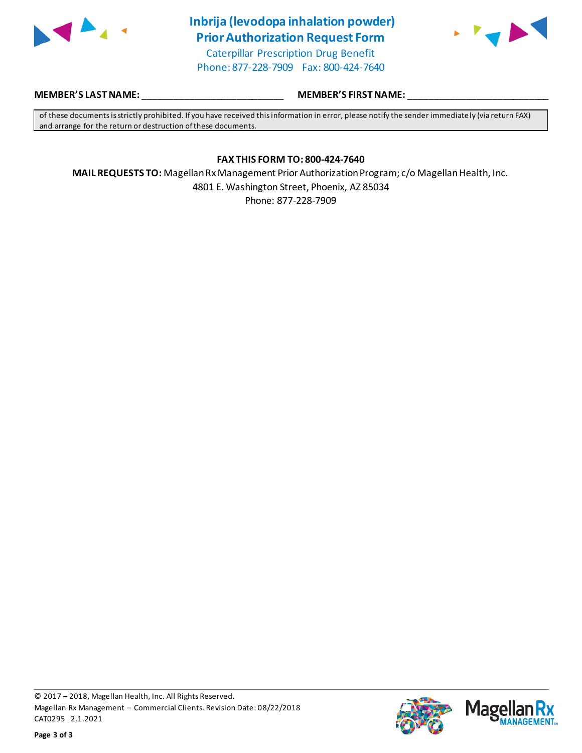MEMBER'S LAST NAME: ______________________________ MEMBER'S FIRST NAME: ______________________________

of these documents is strictly prohibited. If you have received this information in error, please notify the sender immediately (via return FAX) and arrange for the return or destruction of these documents.

**FAX THIS FORM TO: 800-424-7640**

**MAIL REQUESTS TO:** Magellan Rx Management Prior Authorization Program; c/o Magellan Health, Inc.
4801 E. Washington Street, Phoenix, AZ 85034
Phone: 877-228-7909

© 2017 – 2018, Magellan Health, Inc. All Rights Reserved.
Magellan Rx Management – Commercial Clients. Revision Date: 08/22/2018
CAT0295 2.1.2021